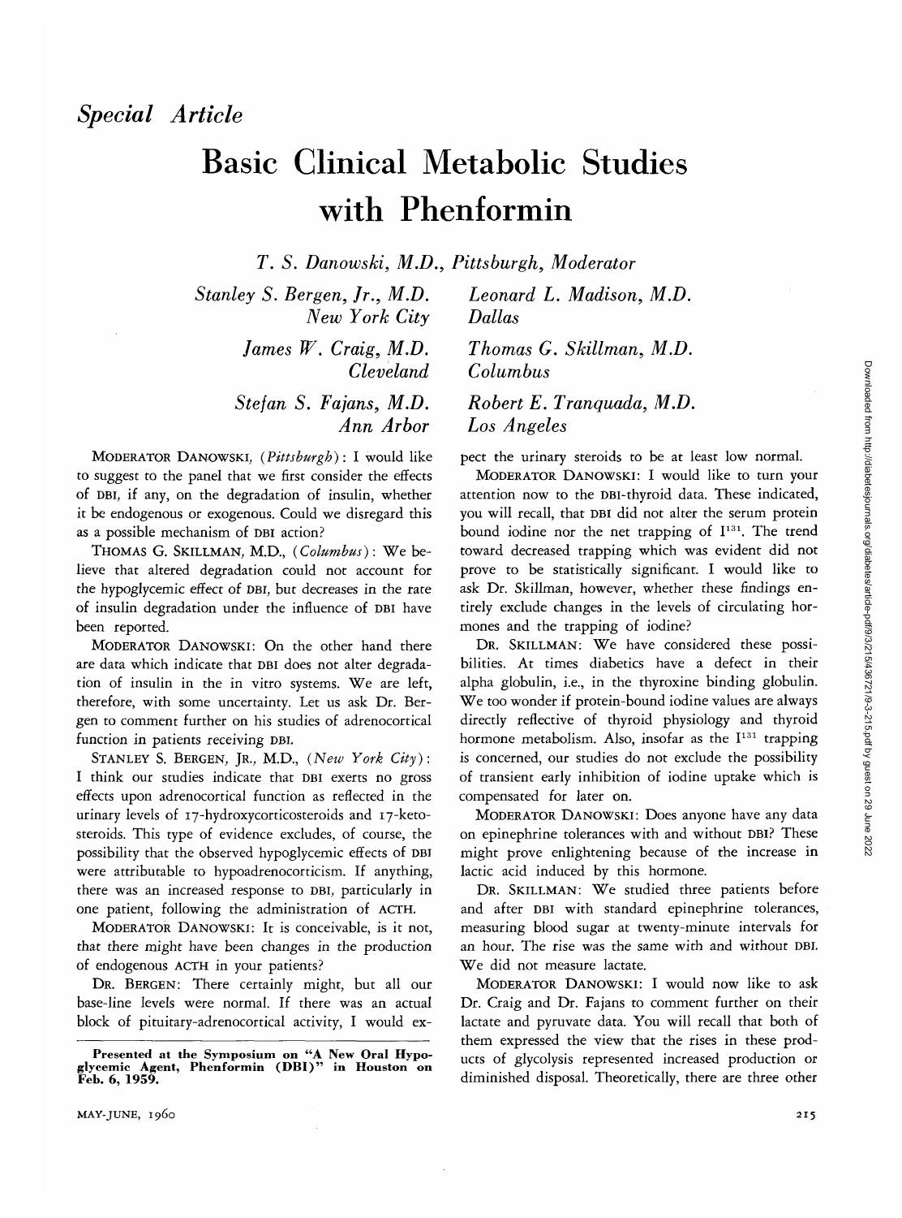*Special Article*

# Basic Clinical Metabolic Studies with Phenformin

*T. S. Danowski, M.D., Pittsburgh, Moderator*

*Stanley S. Bergen, Jr., M.D.*
*New York City*

*Leonard L. Madison, M.D.*
*Dallas*

*James W. Craig, M.D.*
*Cleveland*

*Thomas G. Skillman, M.D.*
*Columbus*

*Stefan S. Fajans, M.D.*
*Ann Arbor*

*Robert E. Tranquada, M.D.*
*Los Angeles*

MODERATOR DANOWSKI, (*Pittsburgh*): I would like to suggest to the panel that we first consider the effects of DBI, if any, on the degradation of insulin, whether it be endogenous or exogenous. Could we disregard this as a possible mechanism of DBI action?

THOMAS G. SKILLMAN, M.D., (*Columbus*): We believe that altered degradation could not account for the hypoglycemic effect of DBI, but decreases in the rate of insulin degradation under the influence of DBI have been reported.

MODERATOR DANOWSKI: On the other hand there are data which indicate that DBI does not alter degradation of insulin in the in vitro systems. We are left, therefore, with some uncertainty. Let us ask Dr. Bergen to comment further on his studies of adrenocortical function in patients receiving DBI.

STANLEY S. BERGEN, JR., M.D., (*New York City*): I think our studies indicate that DBI exerts no gross effects upon adrenocortical function as reflected in the urinary levels of 17-hydroxycorticosteroids and 17-ketosteroids. This type of evidence excludes, of course, the possibility that the observed hypoglycemic effects of DBI were attributable to hypoadrenocorticism. If anything, there was an increased response to DBI, particularly in one patient, following the administration of ACTH.

MODERATOR DANOWSKI: It is conceivable, is it not, that there might have been changes in the production of endogenous ACTH in your patients?

DR. BERGEN: There certainly might, but all our base-line levels were normal. If there was an actual block of pituitary-adrenocortical activity, I would expect the urinary steroids to be at least low normal.

MODERATOR DANOWSKI: I would like to turn your attention now to the DBI-thyroid data. These indicated, you will recall, that DBI did not alter the serum protein bound iodine nor the net trapping of $I^{131}$. The trend toward decreased trapping which was evident did not prove to be statistically significant. I would like to ask Dr. Skillman, however, whether these findings entirely exclude changes in the levels of circulating hormones and the trapping of iodine?

DR. SKILLMAN: We have considered these possibilities. At times diabetics have a defect in their alpha globulin, i.e., in the thyroxine binding globulin. We too wonder if protein-bound iodine values are always directly reflective of thyroid physiology and thyroid hormone metabolism. Also, insofar as the $I^{131}$ trapping is concerned, our studies do not exclude the possibility of transient early inhibition of iodine uptake which is compensated for later on.

MODERATOR DANOWSKI: Does anyone have any data on epinephrine tolerances with and without DBI? These might prove enlightening because of the increase in lactic acid induced by this hormone.

DR. SKILLMAN: We studied three patients before and after DBI with standard epinephrine tolerances, measuring blood sugar at twenty-minute intervals for an hour. The rise was the same with and without DBI. We did not measure lactate.

MODERATOR DANOWSKI: I would now like to ask Dr. Craig and Dr. Fajans to comment further on their lactate and pyruvate data. You will recall that both of them expressed the view that the rises in these products of glycolysis represented increased production or diminished disposal. Theoretically, there are three other

**Presented at the Symposium on "A New Oral Hypoglycemic Agent, Phenformin (DBI)" in Houston on Feb. 6, 1959.**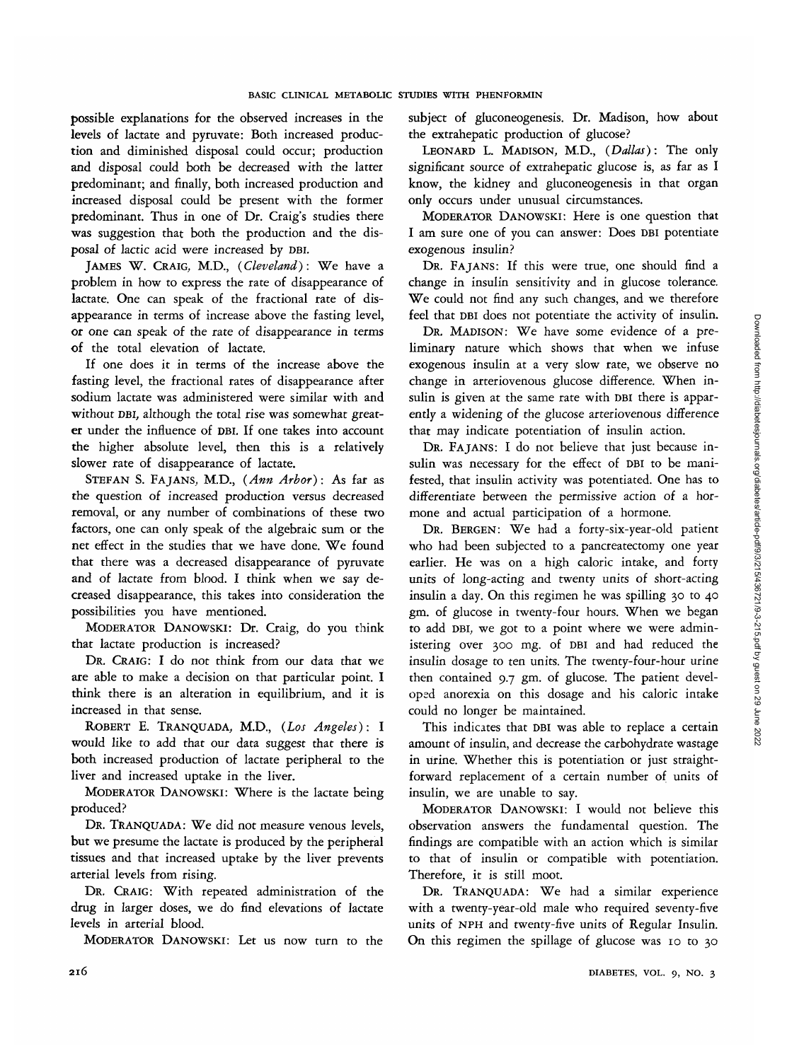possible explanations for the observed increases in the levels of lactate and pyruvate: Both increased production and diminished disposal could occur; production and disposal could both be decreased with the latter predominant; and finally, both increased production and increased disposal could be present with the former predominant. Thus in one of Dr. Craig's studies there was suggestion that both the production and the disposal of lactic acid were increased by DBI.

JAMES W. CRAIG, M.D., (*Cleveland*): We have a problem in how to express the rate of disappearance of lactate. One can speak of the fractional rate of disappearance in terms of increase above the fasting level, or one can speak of the rate of disappearance in terms of the total elevation of lactate.

If one does it in terms of the increase above the fasting level, the fractional rates of disappearance after sodium lactate was administered were similar with and without DBI, although the total rise was somewhat greater under the influence of DBI. If one takes into account the higher absolute level, then this is a relatively slower rate of disappearance of lactate.

STEFAN S. FAJANS, M.D., (*Ann Arbor*): As far as the question of increased production versus decreased removal, or any number of combinations of these two factors, one can only speak of the algebraic sum or the net effect in the studies that we have done. We found that there was a decreased disappearance of pyruvate and of lactate from blood. I think when we say decreased disappearance, this takes into consideration the possibilities you have mentioned.

MODERATOR DANOWSKI: Dr. Craig, do you think that lactate production is increased?

DR. CRAIG: I do not think from our data that we are able to make a decision on that particular point. I think there is an alteration in equilibrium, and it is increased in that sense.

ROBERT E. TRANQUADA, M.D., (*Los Angeles*): I would like to add that our data suggest that there is both increased production of lactate peripheral to the liver and increased uptake in the liver.

MODERATOR DANOWSKI: Where is the lactate being produced?

DR. TRANQUADA: We did not measure venous levels, but we presume the lactate is produced by the peripheral tissues and that increased uptake by the liver prevents arterial levels from rising.

DR. CRAIG: With repeated administration of the drug in larger doses, we do find elevations of lactate levels in arterial blood.

MODERATOR DANOWSKI: Let us now turn to the subject of gluconeogenesis. Dr. Madison, how about the extrahepatic production of glucose?

LEONARD L. MADISON, M.D., (*Dallas*): The only significant source of extrahepatic glucose is, as far as I know, the kidney and gluconeogenesis in that organ only occurs under unusual circumstances.

MODERATOR DANOWSKI: Here is one question that I am sure one of you can answer: Does DBI potentiate exogenous insulin?

DR. FAJANS: If this were true, one should find a change in insulin sensitivity and in glucose tolerance. We could not find any such changes, and we therefore feel that DBI does not potentiate the activity of insulin.

DR. MADISON: We have some evidence of a preliminary nature which shows that when we infuse exogenous insulin at a very slow rate, we observe no change in arteriovenous glucose difference. When insulin is given at the same rate with DBI there is apparently a widening of the glucose arteriovenous difference that may indicate potentiation of insulin action.

DR. FAJANS: I do not believe that just because insulin was necessary for the effect of DBI to be manifested, that insulin activity was potentiated. One has to differentiate between the permissive action of a hormone and actual participation of a hormone.

DR. BERGEN: We had a forty-six-year-old patient who had been subjected to a pancreatectomy one year earlier. He was on a high caloric intake, and forty units of long-acting and twenty units of short-acting insulin a day. On this regimen he was spilling 30 to 40 gm. of glucose in twenty-four hours. When we began to add DBI, we got to a point where we were administering over 300 mg. of DBI and had reduced the insulin dosage to ten units. The twenty-four-hour urine then contained 9.7 gm. of glucose. The patient developed anorexia on this dosage and his caloric intake could no longer be maintained.

This indicates that DBI was able to replace a certain amount of insulin, and decrease the carbohydrate wastage in urine. Whether this is potentiation or just straightforward replacement of a certain number of units of insulin, we are unable to say.

MODERATOR DANOWSKI: I would not believe this observation answers the fundamental question. The findings are compatible with an action which is similar to that of insulin or compatible with potentiation. Therefore, it is still moot.

DR. TRANQUADA: We had a similar experience with a twenty-year-old male who required seventy-five units of NPH and twenty-five units of Regular Insulin. On this regimen the spillage of glucose was 10 to 30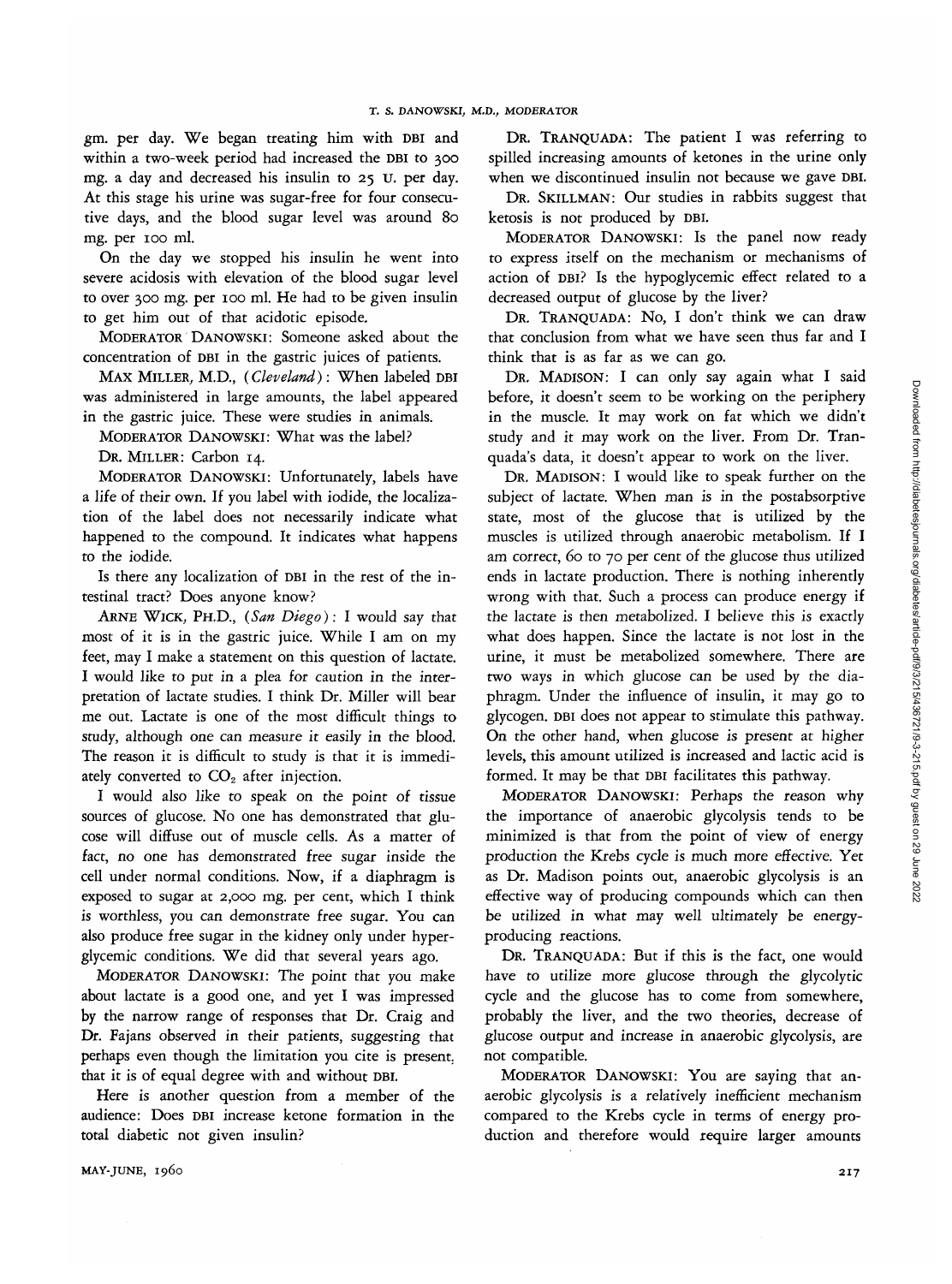gm. per day. We began treating him with DBI and within a two-week period had increased the DBI to 300 mg. a day and decreased his insulin to 25 U. per day. At this stage his urine was sugar-free for four consecutive days, and the blood sugar level was around 80 mg. per 100 ml.

On the day we stopped his insulin he went into severe acidosis with elevation of the blood sugar level to over 300 mg. per 100 ml. He had to be given insulin to get him out of that acidotic episode.

MODERATOR DANOWSKI: Someone asked about the concentration of DBI in the gastric juices of patients.

MAX MILLER, M.D., (*Cleveland*): When labeled DBI was administered in large amounts, the label appeared in the gastric juice. These were studies in animals.

MODERATOR DANOWSKI: What was the label?

DR. MILLER: Carbon 14.

MODERATOR DANOWSKI: Unfortunately, labels have a life of their own. If you label with iodide, the localization of the label does not necessarily indicate what happened to the compound. It indicates what happens to the iodide.

Is there any localization of DBI in the rest of the intestinal tract? Does anyone know?

ARNE WICK, PH.D., (*San Diego*): I would say that most of it is in the gastric juice. While I am on my feet, may I make a statement on this question of lactate. I would like to put in a plea for caution in the interpretation of lactate studies. I think Dr. Miller will bear me out. Lactate is one of the most difficult things to study, although one can measure it easily in the blood. The reason it is difficult to study is that it is immediately converted to $CO_2$ after injection.

I would also like to speak on the point of tissue sources of glucose. No one has demonstrated that glucose will diffuse out of muscle cells. As a matter of fact, no one has demonstrated free sugar inside the cell under normal conditions. Now, if a diaphragm is exposed to sugar at 2,000 mg. per cent, which I think is worthless, you can demonstrate free sugar. You can also produce free sugar in the kidney only under hyperglycemic conditions. We did that several years ago.

MODERATOR DANOWSKI: The point that you make about lactate is a good one, and yet I was impressed by the narrow range of responses that Dr. Craig and Dr. Fajans observed in their patients, suggesting that perhaps even though the limitation you cite is present, that it is of equal degree with and without DBI.

Here is another question from a member of the audience: Does DBI increase ketone formation in the total diabetic not given insulin?

DR. TRANQUADA: The patient I was referring to spilled increasing amounts of ketones in the urine only when we discontinued insulin not because we gave DBI.

DR. SKILLMAN: Our studies in rabbits suggest that ketosis is not produced by DBI.

MODERATOR DANOWSKI: Is the panel now ready to express itself on the mechanism or mechanisms of action of DBI? Is the hypoglycemic effect related to a decreased output of glucose by the liver?

DR. TRANQUADA: No, I don't think we can draw that conclusion from what we have seen thus far and I think that is as far as we can go.

DR. MADISON: I can only say again what I said before, it doesn't seem to be working on the periphery in the muscle. It may work on fat which we didn't study and it may work on the liver. From Dr. Tranquada's data, it doesn't appear to work on the liver.

DR. MADISON: I would like to speak further on the subject of lactate. When man is in the postabsorptive state, most of the glucose that is utilized by the muscles is utilized through anaerobic metabolism. If I am correct, 60 to 70 per cent of the glucose thus utilized ends in lactate production. There is nothing inherently wrong with that. Such a process can produce energy if the lactate is then metabolized. I believe this is exactly what does happen. Since the lactate is not lost in the urine, it must be metabolized somewhere. There are two ways in which glucose can be used by the diaphragm. Under the influence of insulin, it may go to glycogen. DBI does not appear to stimulate this pathway. On the other hand, when glucose is present at higher levels, this amount utilized is increased and lactic acid is formed. It may be that DBI facilitates this pathway.

MODERATOR DANOWSKI: Perhaps the reason why the importance of anaerobic glycolysis tends to be minimized is that from the point of view of energy production the Krebs cycle is much more effective. Yet as Dr. Madison points out, anaerobic glycolysis is an effective way of producing compounds which can then be utilized in what may well ultimately be energy-producing reactions.

DR. TRANQUADA: But if this is the fact, one would have to utilize more glucose through the glycolytic cycle and the glucose has to come from somewhere, probably the liver, and the two theories, decrease of glucose output and increase in anaerobic glycolysis, are not compatible.

MODERATOR DANOWSKI: You are saying that anaerobic glycolysis is a relatively inefficient mechanism compared to the Krebs cycle in terms of energy production and therefore would require larger amounts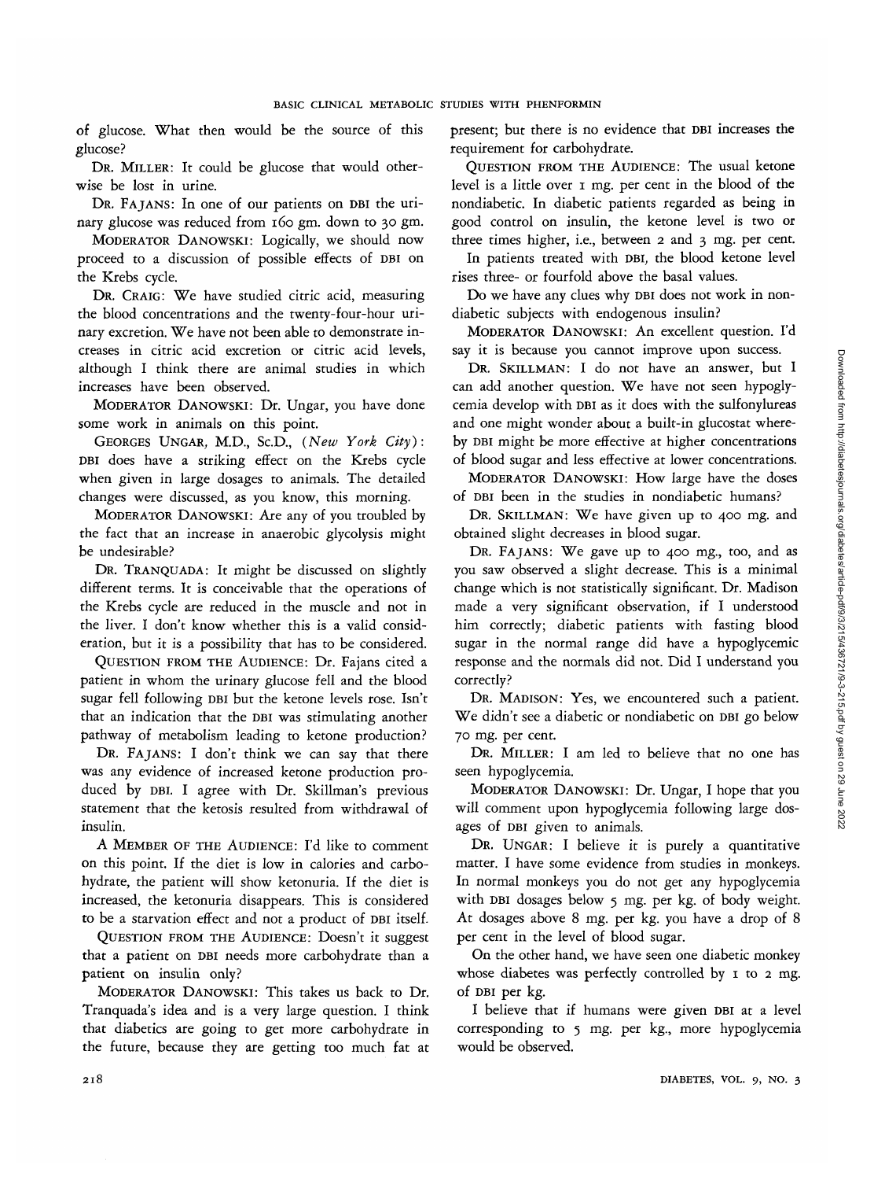of glucose. What then would be the source of this glucose?

DR. MILLER: It could be glucose that would otherwise be lost in urine.

DR. FAJANS: In one of our patients on DBI the urinary glucose was reduced from 160 gm. down to 30 gm.

MODERATOR DANOWSKI: Logically, we should now proceed to a discussion of possible effects of DBI on the Krebs cycle.

DR. CRAIG: We have studied citric acid, measuring the blood concentrations and the twenty-four-hour urinary excretion. We have not been able to demonstrate increases in citric acid excretion or citric acid levels, although I think there are animal studies in which increases have been observed.

MODERATOR DANOWSKI: Dr. Ungar, you have done some work in animals on this point.

GEORGES UNGAR, M.D., Sc.D., (*New York City*): DBI does have a striking effect on the Krebs cycle when given in large dosages to animals. The detailed changes were discussed, as you know, this morning.

MODERATOR DANOWSKI: Are any of you troubled by the fact that an increase in anaerobic glycolysis might be undesirable?

DR. TRANQUADA: It might be discussed on slightly different terms. It is conceivable that the operations of the Krebs cycle are reduced in the muscle and not in the liver. I don't know whether this is a valid consideration, but it is a possibility that has to be considered.

QUESTION FROM THE AUDIENCE: Dr. Fajans cited a patient in whom the urinary glucose fell and the blood sugar fell following DBI but the ketone levels rose. Isn't that an indication that the DBI was stimulating another pathway of metabolism leading to ketone production?

DR. FAJANS: I don't think we can say that there was any evidence of increased ketone production produced by DBI. I agree with Dr. Skillman's previous statement that the ketosis resulted from withdrawal of insulin.

A MEMBER OF THE AUDIENCE: I'd like to comment on this point. If the diet is low in calories and carbohydrate, the patient will show ketonuria. If the diet is increased, the ketonuria disappears. This is considered to be a starvation effect and not a product of DBI itself.

QUESTION FROM THE AUDIENCE: Doesn't it suggest that a patient on DBI needs more carbohydrate than a patient on insulin only?

MODERATOR DANOWSKI: This takes us back to Dr. Tranquada's idea and is a very large question. I think that diabetics are going to get more carbohydrate in the future, because they are getting too much fat at present; but there is no evidence that DBI increases the requirement for carbohydrate.

QUESTION FROM THE AUDIENCE: The usual ketone level is a little over 1 mg. per cent in the blood of the nondiabetic. In diabetic patients regarded as being in good control on insulin, the ketone level is two or three times higher, i.e., between 2 and 3 mg. per cent.

In patients treated with DBI, the blood ketone level rises three- or fourfold above the basal values.

Do we have any clues why DBI does not work in nondiabetic subjects with endogenous insulin?

MODERATOR DANOWSKI: An excellent question. I'd say it is because you cannot improve upon success.

DR. SKILLMAN: I do not have an answer, but I can add another question. We have not seen hypoglycemia develop with DBI as it does with the sulfonylureas and one might wonder about a built-in glucostat whereby DBI might be more effective at higher concentrations of blood sugar and less effective at lower concentrations.

MODERATOR DANOWSKI: How large have the doses of DBI been in the studies in nondiabetic humans?

DR. SKILLMAN: We have given up to 400 mg. and obtained slight decreases in blood sugar.

DR. FAJANS: We gave up to 400 mg., too, and as you saw observed a slight decrease. This is a minimal change which is not statistically significant. Dr. Madison made a very significant observation, if I understood him correctly; diabetic patients with fasting blood sugar in the normal range did have a hypoglycemic response and the normals did not. Did I understand you correctly?

DR. MADISON: Yes, we encountered such a patient. We didn't see a diabetic or nondiabetic on DBI go below 70 mg. per cent.

DR. MILLER: I am led to believe that no one has seen hypoglycemia.

MODERATOR DANOWSKI: Dr. Ungar, I hope that you will comment upon hypoglycemia following large dosages of DBI given to animals.

DR. UNGAR: I believe it is purely a quantitative matter. I have some evidence from studies in monkeys. In normal monkeys you do not get any hypoglycemia with DBI dosages below 5 mg. per kg. of body weight. At dosages above 8 mg. per kg. you have a drop of 8 per cent in the level of blood sugar.

On the other hand, we have seen one diabetic monkey whose diabetes was perfectly controlled by 1 to 2 mg. of DBI per kg.

I believe that if humans were given DBI at a level corresponding to 5 mg. per kg., more hypoglycemia would be observed.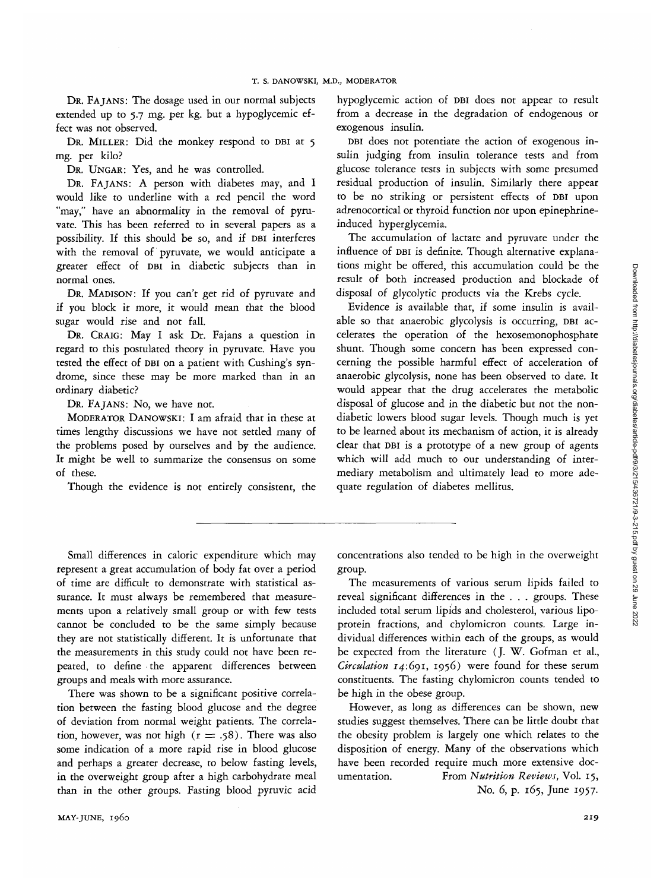DR. FAJANS: The dosage used in our normal subjects extended up to 5.7 mg. per kg. but a hypoglycemic effect was not observed.

DR. MILLER: Did the monkey respond to DBI at 5 mg. per kilo?

DR. UNGAR: Yes, and he was controlled.

DR. FAJANS: A person with diabetes may, and I would like to underline with a red pencil the word "may," have an abnormality in the removal of pyruvate. This has been referred to in several papers as a possibility. If this should be so, and if DBI interferes with the removal of pyruvate, we would anticipate a greater effect of DBI in diabetic subjects than in normal ones.

DR. MADISON: If you can't get rid of pyruvate and if you block it more, it would mean that the blood sugar would rise and not fall.

DR. CRAIG: May I ask Dr. Fajans a question in regard to this postulated theory in pyruvate. Have you tested the effect of DBI on a patient with Cushing's syndrome, since these may be more marked than in an ordinary diabetic?

DR. FAJANS: No, we have not.

MODERATOR DANOWSKI: I am afraid that in these at times lengthy discussions we have not settled many of the problems posed by ourselves and by the audience. It might be well to summarize the consensus on some of these.

Though the evidence is not entirely consistent, the hypoglycemic action of DBI does not appear to result from a decrease in the degradation of endogenous or exogenous insulin.

DBI does not potentiate the action of exogenous insulin judging from insulin tolerance tests and from glucose tolerance tests in subjects with some presumed residual production of insulin. Similarly there appear to be no striking or persistent effects of DBI upon adrenocortical or thyroid function nor upon epinephrine-induced hyperglycemia.

The accumulation of lactate and pyruvate under the influence of DBI is definite. Though alternative explanations might be offered, this accumulation could be the result of both increased production and blockade of disposal of glycolytic products via the Krebs cycle.

Evidence is available that, if some insulin is available so that anaerobic glycolysis is occurring, DBI accelerates the operation of the hexosemonophosphate shunt. Though some concern has been expressed concerning the possible harmful effect of acceleration of anaerobic glycolysis, none has been observed to date. It would appear that the drug accelerates the metabolic disposal of glucose and in the diabetic but not the nondiabetic lowers blood sugar levels. Though much is yet to be learned about its mechanism of action, it is already clear that DBI is a prototype of a new group of agents which will add much to our understanding of intermediary metabolism and ultimately lead to more adequate regulation of diabetes mellitus.

---

Small differences in caloric expenditure which may represent a great accumulation of body fat over a period of time are difficult to demonstrate with statistical assurance. It must always be remembered that measurements upon a relatively small group or with few tests cannot be concluded to be the same simply because they are not statistically different. It is unfortunate that the measurements in this study could not have been repeated, to define the apparent differences between groups and meals with more assurance.

There was shown to be a significant positive correlation between the fasting blood glucose and the degree of deviation from normal weight patients. The correlation, however, was not high ($r = .58$). There was also some indication of a more rapid rise in blood glucose and perhaps a greater decrease, to below fasting levels, in the overweight group after a high carbohydrate meal than in the other groups. Fasting blood pyruvic acid concentrations also tended to be high in the overweight group.

The measurements of various serum lipids failed to reveal significant differences in the . . . groups. These included total serum lipids and cholesterol, various lipoprotein fractions, and chylomicron counts. Large individual differences within each of the groups, as would be expected from the literature (J. W. Gofman et al., *Circulation 14*:691, 1956) were found for these serum constituents. The fasting chylomicron counts tended to be high in the obese group.

However, as long as differences can be shown, new studies suggest themselves. There can be little doubt that the obesity problem is largely one which relates to the disposition of energy. Many of the observations which have been recorded require much more extensive documentation. From *Nutrition Reviews*, Vol. 15, No. 6, p. 165, June 1957.